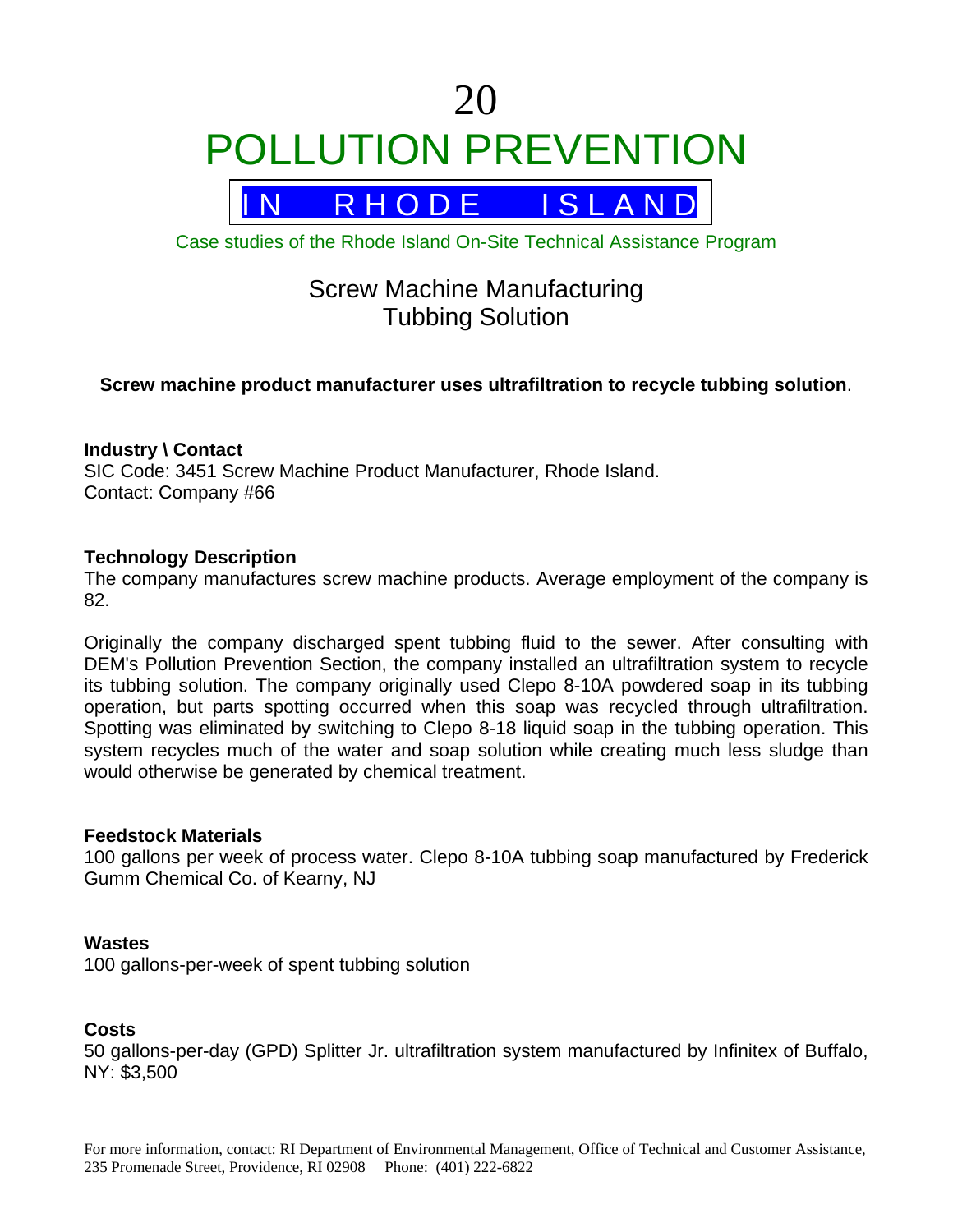# 20 POLLUTION PREVENTION

## IN RHODE ISLAND

Case studies of the Rhode Island On-Site Technical Assistance Program

## Screw Machine Manufacturing
## Tubing Solution

**Screw machine product manufacturer uses ultrafiltration to recycle tubing solution**.

**Industry \ Contact**
SIC Code: 3451 Screw Machine Product Manufacturer, Rhode Island.
Contact: Company #66

**Technology Description**
The company manufactures screw machine products. Average employment of the company is 82.

Originally the company discharged spent tubbing fluid to the sewer. After consulting with DEM's Pollution Prevention Section, the company installed an ultrafiltration system to recycle its tubbing solution. The company originally used Clepo 8-10A powdered soap in its tubbing operation, but parts spotting occurred when this soap was recycled through ultrafiltration. Spotting was eliminated by switching to Clepo 8-18 liquid soap in the tubbing operation. This system recycles much of the water and soap solution while creating much less sludge than would otherwise be generated by chemical treatment.

**Feedstock Materials**
100 gallons per week of process water. Clepo 8-10A tubbing soap manufactured by Frederick Gumm Chemical Co. of Kearny, NJ

**Wastes**
100 gallons-per-week of spent tubbing solution

**Costs**
50 gallons-per-day (GPD) Splitter Jr. ultrafiltration system manufactured by Infinitex of Buffalo, NY: $3,500

For more information, contact: RI Department of Environmental Management, Office of Technical and Customer Assistance, 235 Promenade Street, Providence, RI 02908 Phone: (401) 222-6822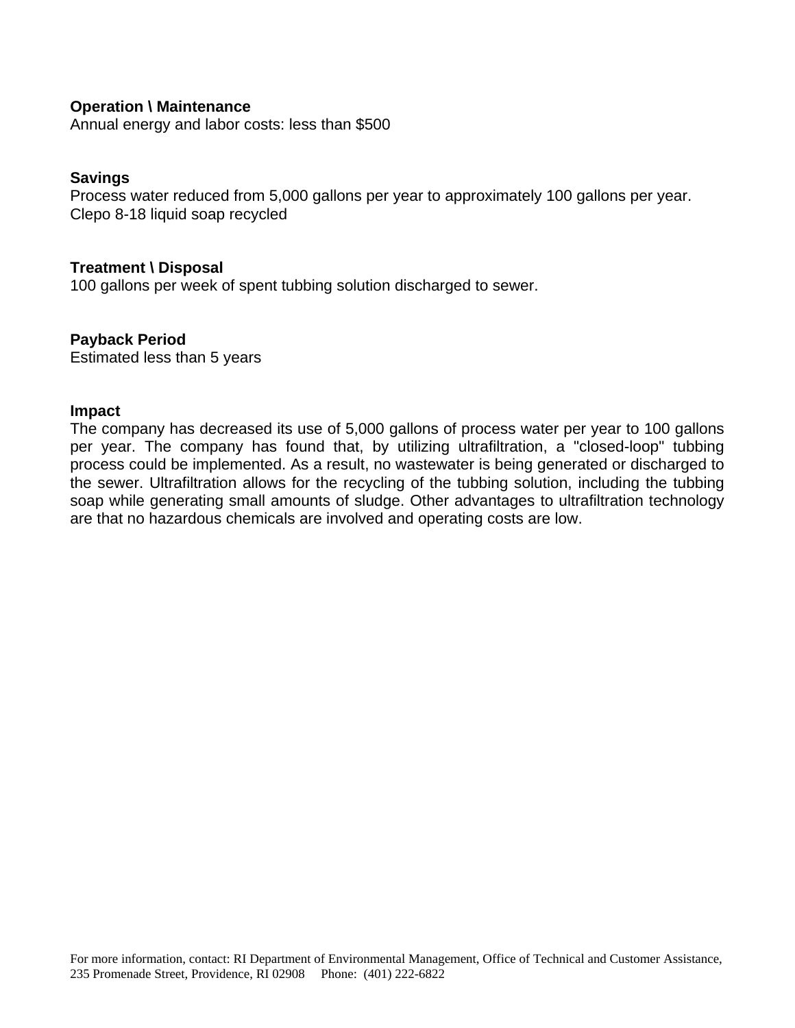**Operation \ Maintenance**
Annual energy and labor costs: less than $500

**Savings**
Process water reduced from 5,000 gallons per year to approximately 100 gallons per year.
Clepo 8-18 liquid soap recycled

**Treatment \ Disposal**
100 gallons per week of spent tubbing solution discharged to sewer.

**Payback Period**
Estimated less than 5 years

**Impact**
The company has decreased its use of 5,000 gallons of process water per year to 100 gallons per year. The company has found that, by utilizing ultrafiltration, a "closed-loop" tubbing process could be implemented. As a result, no wastewater is being generated or discharged to the sewer. Ultrafiltration allows for the recycling of the tubbing solution, including the tubbing soap while generating small amounts of sludge. Other advantages to ultrafiltration technology are that no hazardous chemicals are involved and operating costs are low.

For more information, contact: RI Department of Environmental Management, Office of Technical and Customer Assistance, 235 Promenade Street, Providence, RI 02908 Phone: (401) 222-6822